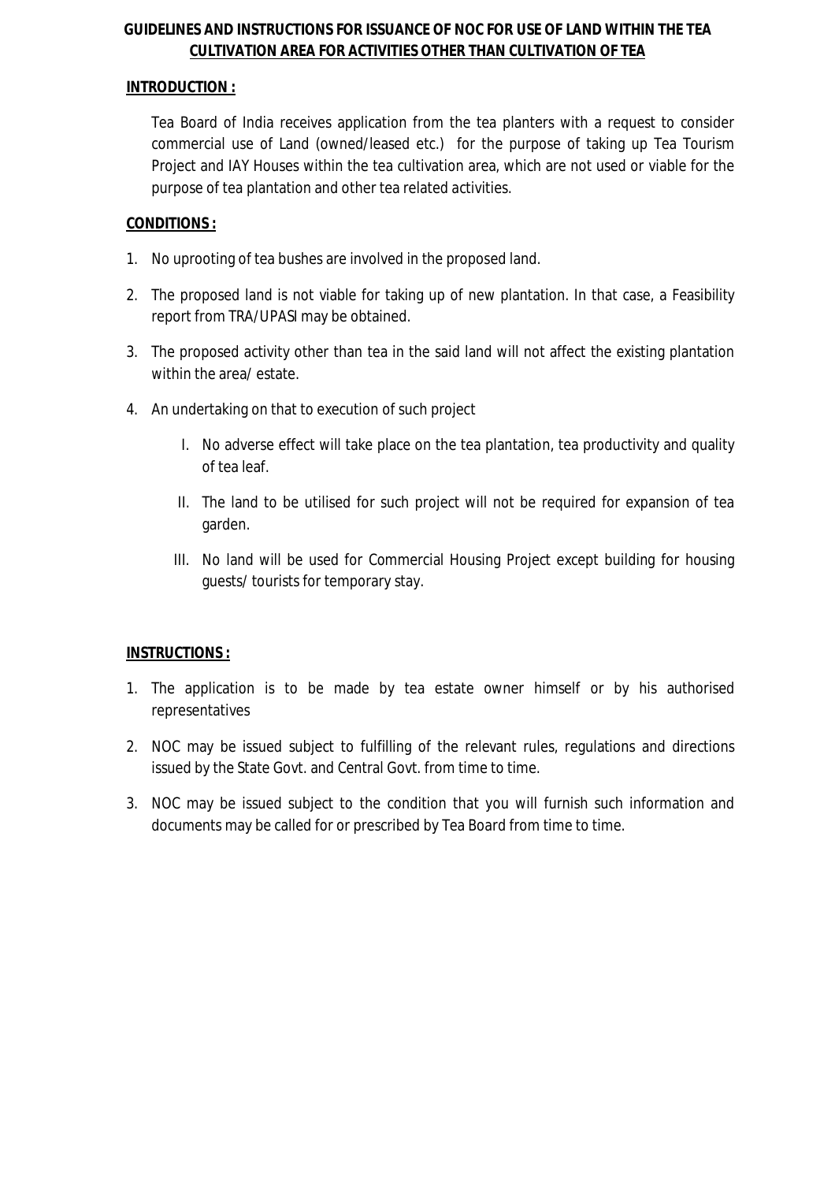# GUIDELINES AND INSTRUCTIONS FOR ISSUANCE OF NOC FOR USE OF LAND WITHIN THE TEA CULTIVATION AREA FOR ACTIVITIES OTHER THAN CULTIVATION OF TEA

## INTRODUCTION :

Tea Board of India receives application from the tea planters with a request to consider commercial use of Land (owned/leased etc.) for the purpose of taking up Tea Tourism Project and IAY Houses within the tea cultivation area, which are not used or viable for the purpose of tea plantation and other tea related activities.

## CONDITIONS :

1. No uprooting of tea bushes are involved in the proposed land.
2. The proposed land is not viable for taking up of new plantation. In that case, a Feasibility report from TRA/UPASI may be obtained.
3. The proposed activity other than tea in the said land will not affect the existing plantation within the area/ estate.
4. An undertaking on that to execution of such project
   - I. No adverse effect will take place on the tea plantation, tea productivity and quality of tea leaf.
   - II. The land to be utilised for such project will not be required for expansion of tea garden.
   - III. No land will be used for Commercial Housing Project except building for housing guests/ tourists for temporary stay.

## INSTRUCTIONS :

1. The application is to be made by tea estate owner himself or by his authorised representatives
2. NOC may be issued subject to fulfilling of the relevant rules, regulations and directions issued by the State Govt. and Central Govt. from time to time.
3. NOC may be issued subject to the condition that you will furnish such information and documents may be called for or prescribed by Tea Board from time to time.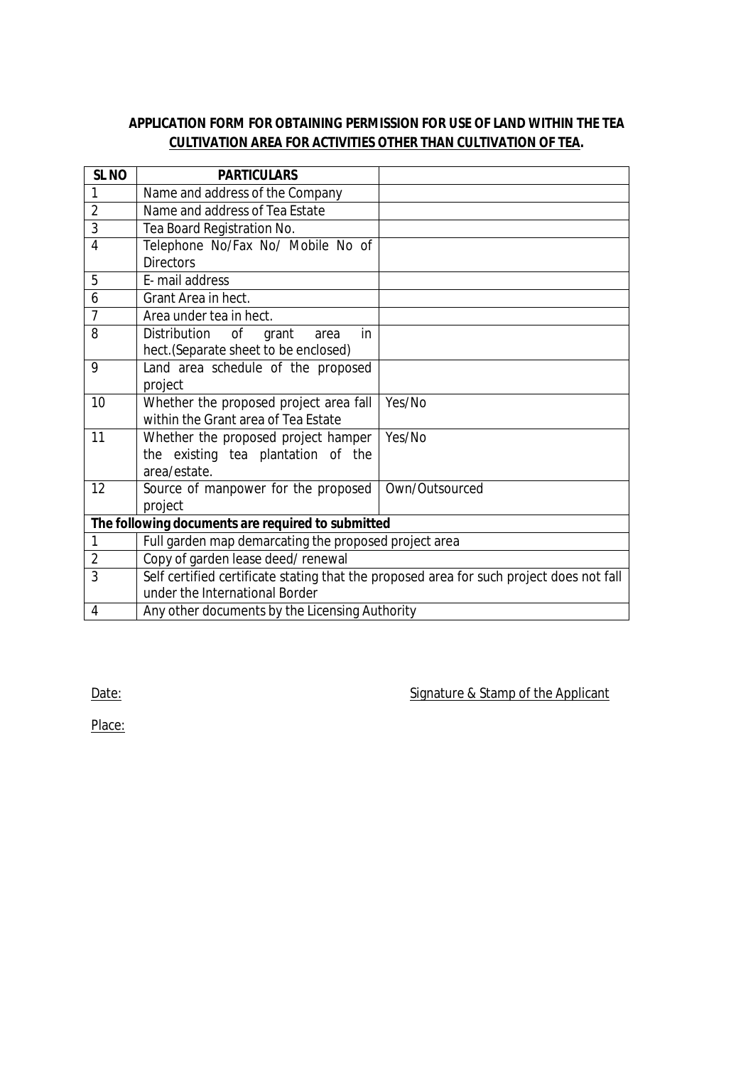**APPLICATION FORM FOR OBTAINING PERMISSION FOR USE OF LAND WITHIN THE TEA CULTIVATION AREA FOR ACTIVITIES OTHER THAN CULTIVATION OF TEA.**

| SL NO | PARTICULARS | |
|---|---|---|
| 1 | Name and address of the Company | |
| 2 | Name and address of Tea Estate | |
| 3 | Tea Board Registration No. | |
| 4 | Telephone No/Fax No/ Mobile No of Directors | |
| 5 | E- mail address | |
| 6 | Grant Area in hect. | |
| 7 | Area under tea in hect. | |
| 8 | Distribution of grant area in hect.(Separate sheet to be enclosed) | |
| 9 | Land area schedule of the proposed project | |
| 10 | Whether the proposed project area fall within the Grant area of Tea Estate | Yes/No |
| 11 | Whether the proposed project hamper the existing tea plantation of the area/estate. | Yes/No |
| 12 | Source of manpower for the proposed project | Own/Outsourced |
| **The following documents are required to submitted** | | |
| 1 | Full garden map demarcating the proposed project area | |
| 2 | Copy of garden lease deed/ renewal | |
| 3 | Self certified certificate stating that the proposed area for such project does not fall under the International Border | |
| 4 | Any other documents by the Licensing Authority | |

Date: Signature & Stamp of the Applicant

Place: